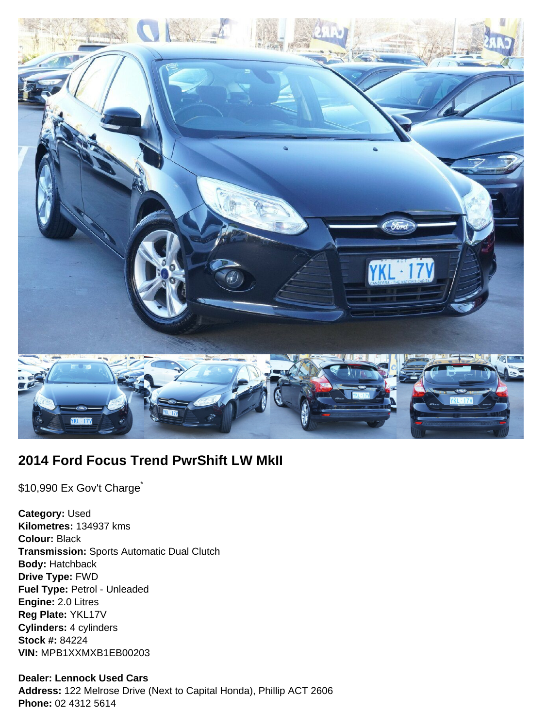## 2014 Ford Focus Trend PwrShift LW MkII

$10,990 Ex Gov't Charge*

**Category:** Used
**Kilometres:** 134937 kms
**Colour:** Black
**Transmission:** Sports Automatic Dual Clutch
**Body:** Hatchback
**Drive Type:** FWD
**Fuel Type:** Petrol - Unleaded
**Engine:** 2.0 Litres
**Reg Plate:** YKL17V
**Cylinders:** 4 cylinders
**Stock #:** 84224
**VIN:** MPB1XXMXB1EB00203

**Dealer: Lennock Used Cars**
**Address:** 122 Melrose Drive (Next to Capital Honda), Phillip ACT 2606
**Phone:** 02 4312 5614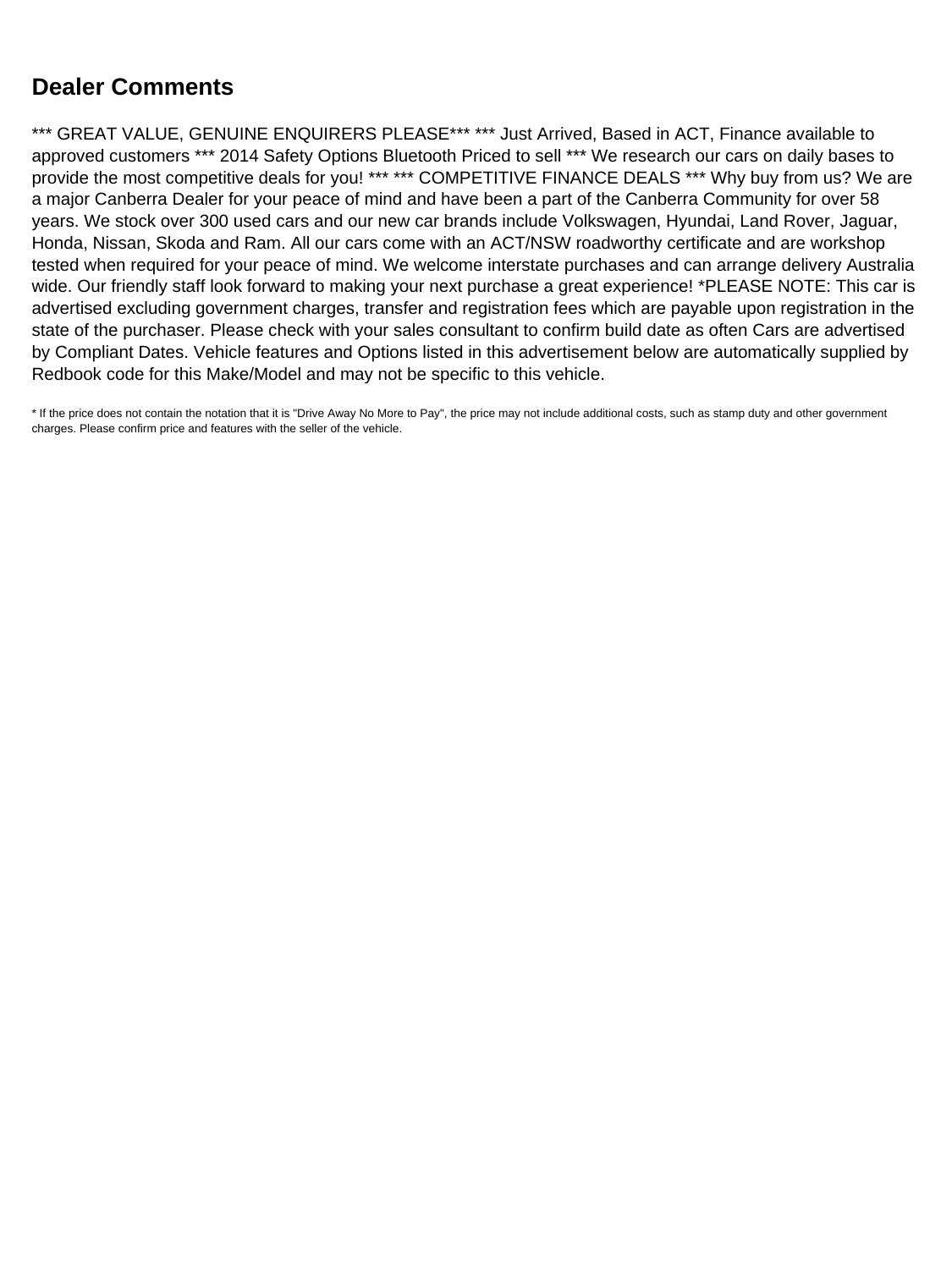## Dealer Comments

*** GREAT VALUE, GENUINE ENQUIRERS PLEASE*** *** Just Arrived, Based in ACT, Finance available to approved customers *** 2014 Safety Options Bluetooth Priced to sell *** We research our cars on daily bases to provide the most competitive deals for you! *** *** COMPETITIVE FINANCE DEALS *** Why buy from us? We are a major Canberra Dealer for your peace of mind and have been a part of the Canberra Community for over 58 years. We stock over 300 used cars and our new car brands include Volkswagen, Hyundai, Land Rover, Jaguar, Honda, Nissan, Skoda and Ram. All our cars come with an ACT/NSW roadworthy certificate and are workshop tested when required for your peace of mind. We welcome interstate purchases and can arrange delivery Australia wide. Our friendly staff look forward to making your next purchase a great experience! *PLEASE NOTE: This car is advertised excluding government charges, transfer and registration fees which are payable upon registration in the state of the purchaser. Please check with your sales consultant to confirm build date as often Cars are advertised by Compliant Dates. Vehicle features and Options listed in this advertisement below are automatically supplied by Redbook code for this Make/Model and may not be specific to this vehicle.

* If the price does not contain the notation that it is "Drive Away No More to Pay", the price may not include additional costs, such as stamp duty and other government charges. Please confirm price and features with the seller of the vehicle.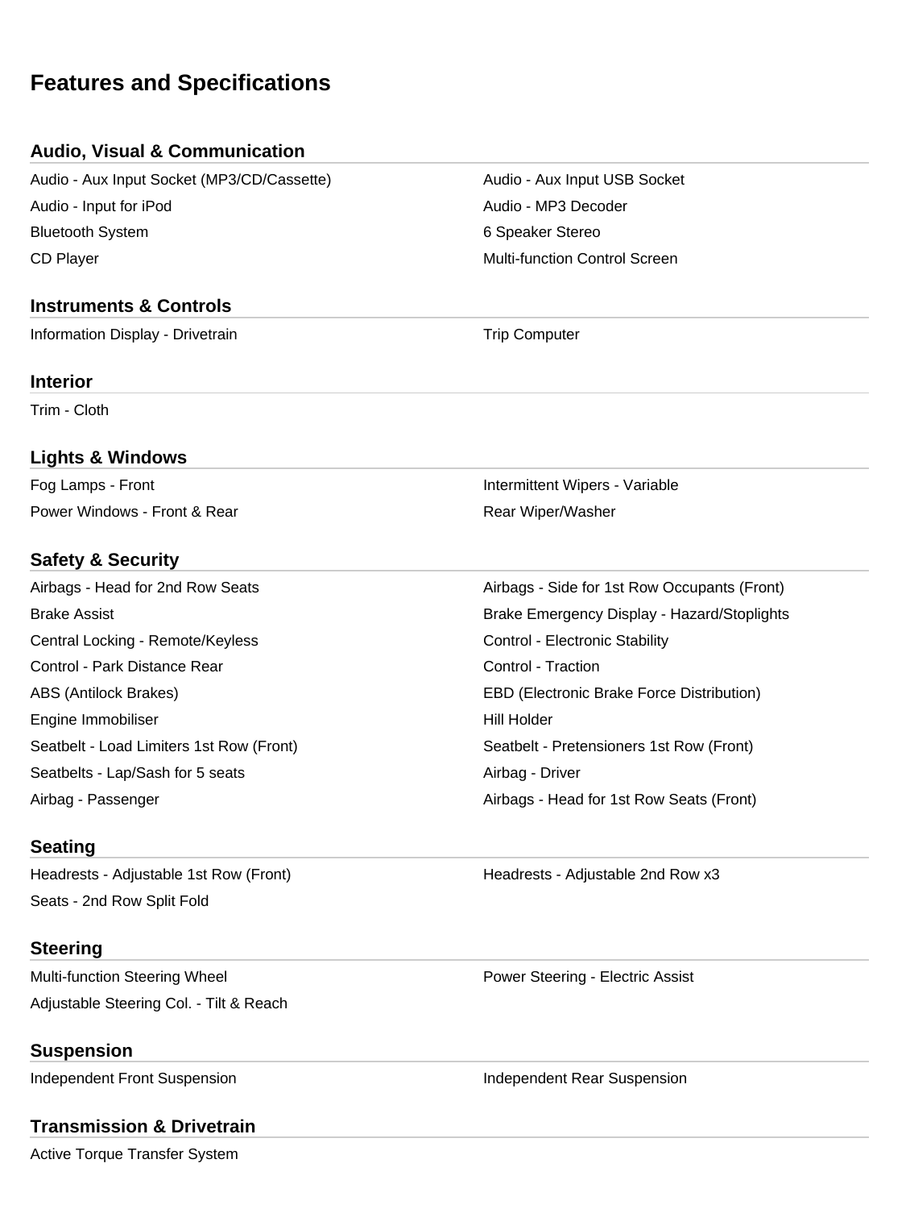# Features and Specifications

## Audio, Visual & Communication

- Audio - Aux Input Socket (MP3/CD/Cassette)
- Audio - Aux Input USB Socket
- Audio - Input for iPod
- Audio - MP3 Decoder
- Bluetooth System
- 6 Speaker Stereo
- CD Player
- Multi-function Control Screen

## Instruments & Controls

- Information Display - Drivetrain
- Trip Computer

## Interior

- Trim - Cloth

## Lights & Windows

- Fog Lamps - Front
- Intermittent Wipers - Variable
- Power Windows - Front & Rear
- Rear Wiper/Washer

## Safety & Security

- Airbags - Head for 2nd Row Seats
- Airbags - Side for 1st Row Occupants (Front)
- Brake Assist
- Brake Emergency Display - Hazard/Stoplights
- Central Locking - Remote/Keyless
- Control - Electronic Stability
- Control - Park Distance Rear
- Control - Traction
- ABS (Antilock Brakes)
- EBD (Electronic Brake Force Distribution)
- Engine Immobiliser
- Hill Holder
- Seatbelt - Load Limiters 1st Row (Front)
- Seatbelt - Pretensioners 1st Row (Front)
- Seatbelts - Lap/Sash for 5 seats
- Airbag - Driver
- Airbag - Passenger
- Airbags - Head for 1st Row Seats (Front)

## Seating

- Headrests - Adjustable 1st Row (Front)
- Headrests - Adjustable 2nd Row x3
- Seats - 2nd Row Split Fold

## Steering

- Multi-function Steering Wheel
- Power Steering - Electric Assist
- Adjustable Steering Col. - Tilt & Reach

## Suspension

- Independent Front Suspension
- Independent Rear Suspension

## Transmission & Drivetrain

- Active Torque Transfer System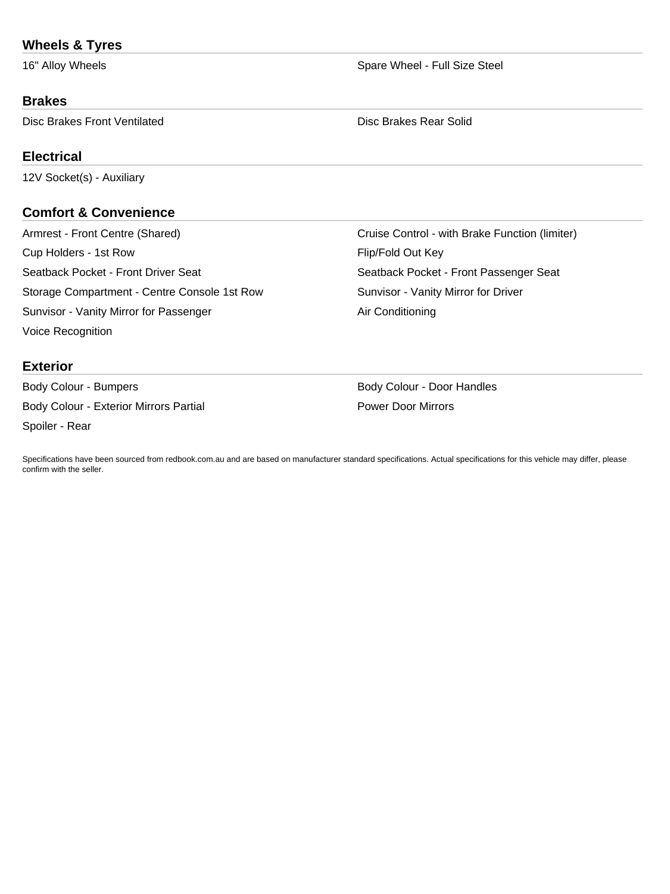## Wheels & Tyres

16" Alloy Wheels

Spare Wheel - Full Size Steel

## Brakes

Disc Brakes Front Ventilated

Disc Brakes Rear Solid

## Electrical

12V Socket(s) - Auxiliary

## Comfort & Convenience

Armrest - Front Centre (Shared)

Cruise Control - with Brake Function (limiter)

Cup Holders - 1st Row

Flip/Fold Out Key

Seatback Pocket - Front Driver Seat

Seatback Pocket - Front Passenger Seat

Storage Compartment - Centre Console 1st Row

Sunvisor - Vanity Mirror for Driver

Sunvisor - Vanity Mirror for Passenger

Air Conditioning

Voice Recognition

## Exterior

Body Colour - Bumpers

Body Colour - Door Handles

Body Colour - Exterior Mirrors Partial

Power Door Mirrors

Spoiler - Rear

Specifications have been sourced from redbook.com.au and are based on manufacturer standard specifications. Actual specifications for this vehicle may differ, please confirm with the seller.